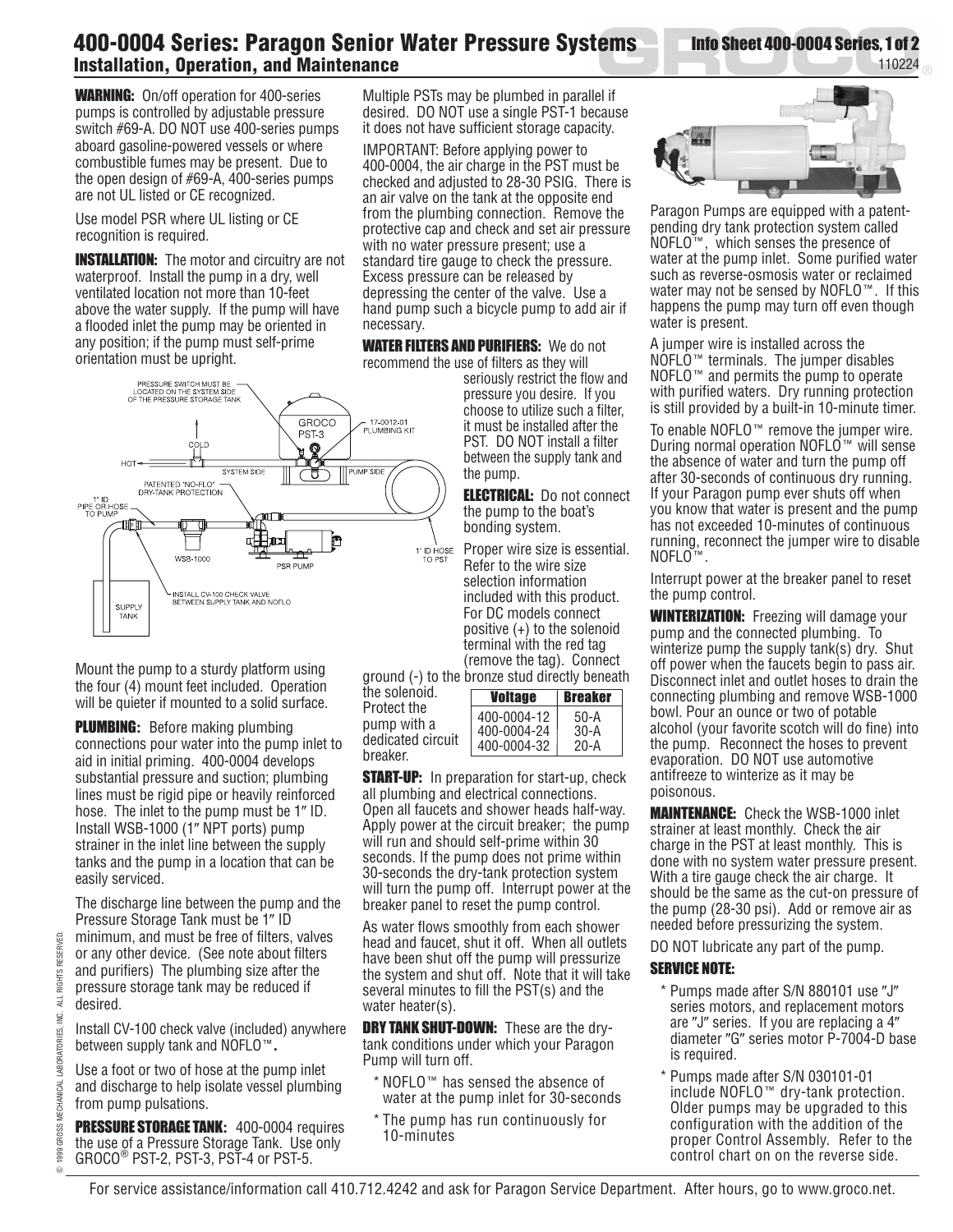# 400-0004 Series: Paragon Senior Water Pressure Systems

## Installation, Operation, and Maintenance

Info Sheet 400-0004 Series, 1 of 2
110224

**WARNING:** On/off operation for 400-series pumps is controlled by adjustable pressure switch #69-A. DO NOT use 400-series pumps aboard gasoline-powered vessels or where combustible fumes may be present. Due to the open design of #69-A, 400-series pumps are not UL listed or CE recognized.

Use model PSR where UL listing or CE recognition is required.

**INSTALLATION:** The motor and circuitry are not waterproof. Install the pump in a dry, well ventilated location not more than 10-feet above the water supply. If the pump will have a flooded inlet the pump may be oriented in any position; if the pump must self-prime orientation must be upright.

Mount the pump to a sturdy platform using the four (4) mount feet included. Operation will be quieter if mounted to a solid surface.

**PLUMBING:** Before making plumbing connections pour water into the pump inlet to aid in initial priming. 400-0004 develops substantial pressure and suction; plumbing lines must be rigid pipe or heavily reinforced hose. The inlet to the pump must be 1″ ID. Install WSB-1000 (1″ NPT ports) pump strainer in the inlet line between the supply tanks and the pump in a location that can be easily serviced.

The discharge line between the pump and the Pressure Storage Tank must be 1″ ID minimum, and must be free of filters, valves or any other device. (See note about filters and purifiers) The plumbing size after the pressure storage tank may be reduced if desired.

Install CV-100 check valve (included) anywhere between supply tank and NOFLO™.

Use a foot or two of hose at the pump inlet and discharge to help isolate vessel plumbing from pump pulsations.

**PRESSURE STORAGE TANK:** 400-0004 requires the use of a Pressure Storage Tank. Use only GROCO® PST-2, PST-3, PST-4 or PST-5.

Multiple PSTs may be plumbed in parallel if desired. DO NOT use a single PST-1 because it does not have sufficient storage capacity.

IMPORTANT: Before applying power to 400-0004, the air charge in the PST must be checked and adjusted to 28-30 PSIG. There is an air valve on the tank at the opposite end from the plumbing connection. Remove the protective cap and check and set air pressure with no water pressure present; use a standard tire gauge to check the pressure. Excess pressure can be released by depressing the center of the valve. Use a hand pump such a bicycle pump to add air if necessary.

**WATER FILTERS AND PURIFIERS:** We do not recommend the use of filters as they will seriously restrict the flow and pressure you desire. If you choose to utilize such a filter, it must be installed after the PST. DO NOT install a filter between the supply tank and the pump.

**ELECTRICAL:** Do not connect the pump to the boat's bonding system.

Proper wire size is essential. Refer to the wire size selection information included with this product. For DC models connect positive (+) to the solenoid terminal with the red tag (remove the tag). Connect ground (-) to the bronze stud directly beneath the solenoid. Protect the pump with a dedicated circuit breaker.

| Voltage | Breaker |
|---|---|
| 400-0004-12 | 50-A |
| 400-0004-24 | 30-A |
| 400-0004-32 | 20-A |

**START-UP:** In preparation for start-up, check all plumbing and electrical connections. Open all faucets and shower heads half-way. Apply power at the circuit breaker; the pump will run and should self-prime within 30 seconds. If the pump does not prime within 30-seconds the dry-tank protection system will turn the pump off. Interrupt power at the breaker panel to reset the pump control.

As water flows smoothly from each shower head and faucet, shut it off. When all outlets have been shut off the pump will pressurize the system and shut off. Note that it will take several minutes to fill the PST(s) and the water heater(s).

**DRY TANK SHUT-DOWN:** These are the dry-tank conditions under which your Paragon Pump will turn off.

* NOFLO™ has sensed the absence of water at the pump inlet for 30-seconds
* The pump has run continuously for 10-minutes

Paragon Pumps are equipped with a patent-pending dry tank protection system called NOFLO™, which senses the presence of water at the pump inlet. Some purified water such as reverse-osmosis water or reclaimed water may not be sensed by NOFLO™. If this happens the pump may turn off even though water is present.

A jumper wire is installed across the NOFLO™ terminals. The jumper disables NOFLO™ and permits the pump to operate with purified waters. Dry running protection is still provided by a built-in 10-minute timer.

To enable NOFLO™ remove the jumper wire. During normal operation NOFLO™ will sense the absence of water and turn the pump off after 30-seconds of continuous dry running. If your Paragon pump ever shuts off when you know that water is present and the pump has not exceeded 10-minutes of continuous running, reconnect the jumper wire to disable NOFLO™.

Interrupt power at the breaker panel to reset the pump control.

**WINTERIZATION:** Freezing will damage your pump and the connected plumbing. To winterize pump the supply tank(s) dry. Shut off power when the faucets begin to pass air. Disconnect inlet and outlet hoses to drain the connecting plumbing and remove WSB-1000 bowl. Pour an ounce or two of potable alcohol (your favorite scotch will do fine) into the pump. Reconnect the hoses to prevent evaporation. DO NOT use automotive antifreeze to winterize as it may be poisonous.

**MAINTENANCE:** Check the WSB-1000 inlet strainer at least monthly. Check the air charge in the PST at least monthly. This is done with no system water pressure present. With a tire gauge check the air charge. It should be the same as the cut-on pressure of the pump (28-30 psi). Add or remove air as needed before pressurizing the system.

DO NOT lubricate any part of the pump.

### SERVICE NOTE:

* Pumps made after S/N 880101 use ″J″ series motors, and replacement motors are ″J″ series. If you are replacing a 4″ diameter ″G″ series motor P-7004-D base is required.
* Pumps made after S/N 030101-01 include NOFLO™ dry-tank protection. Older pumps may be upgraded to this configuration with the addition of the proper Control Assembly. Refer to the control chart on on the reverse side.

For service assistance/information call 410.712.4242 and ask for Paragon Service Department. After hours, go to www.groco.net.

© 1999 GROSS MECHANICAL LABORATORIES, INC. ALL RIGHTS RESERVED.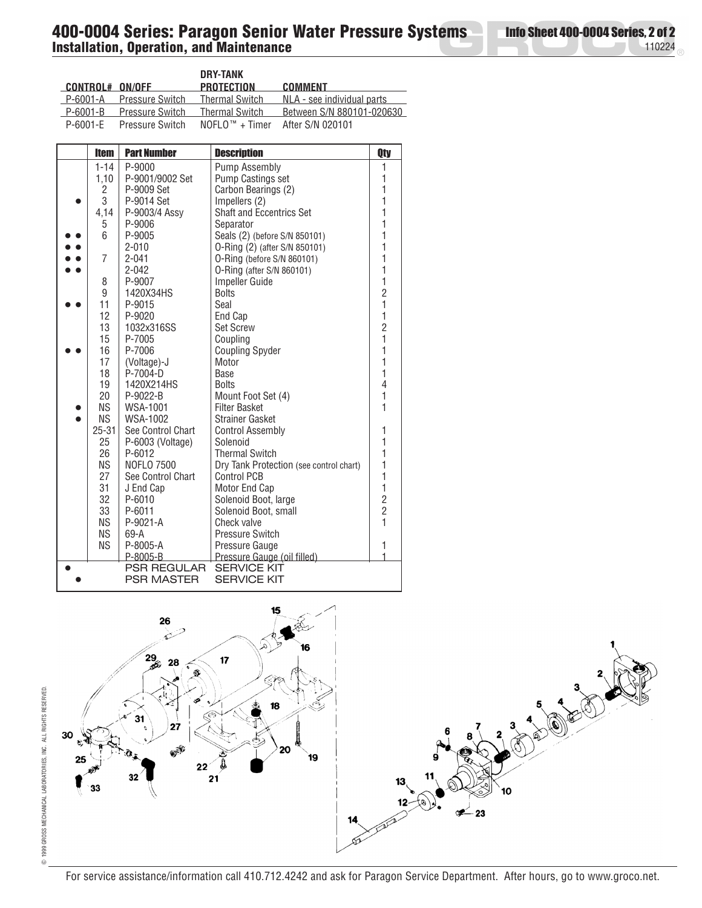# 400-0004 Series: Paragon Senior Water Pressure Systems
## Installation, Operation, and Maintenance

| CONTROL# | ON/OFF | DRY-TANK PROTECTION | COMMENT |
|---|---|---|---|
| P-6001-A | Pressure Switch | Thermal Switch | NLA - see individual parts |
| P-6001-B | Pressure Switch | Thermal Switch | Between S/N 880101-020630 |
| P-6001-E | Pressure Switch | NOFLO™ + Timer | After S/N 020101 |

| | Item | Part Number | Description | Qty |
|---|---|---|---|---|
| | 1-14 | P-9000 | Pump Assembly | 1 |
| | 1,10 | P-9001/9002 Set | Pump Castings set | 1 |
| | 2 | P-9009 Set | Carbon Bearings (2) | 1 |
| ● | 3 | P-9014 Set | Impellers (2) | 1 |
| | 4,14 | P-9003/4 Assy | Shaft and Eccentrics Set | 1 |
| | 5 | P-9006 | Separator | 1 |
| ● ● | 6 | P-9005 | Seals (2) (before S/N 850101) | 1 |
| ● ● | | 2-010 | O-Ring (2) (after S/N 850101) | 1 |
| ● ● | 7 | 2-041 | O-Ring (before S/N 860101) | 1 |
| ● ● | | 2-042 | O-Ring (after S/N 860101) | 1 |
| | 8 | P-9007 | Impeller Guide | 1 |
| | 9 | 1420X34HS | Bolts | 2 |
| ● ● | 11 | P-9015 | Seal | 1 |
| | 12 | P-9020 | End Cap | 1 |
| | 13 | 1032x316SS | Set Screw | 2 |
| | 15 | P-7005 | Coupling | 1 |
| ● ● | 16 | P-7006 | Coupling Spyder | 1 |
| | 17 | (Voltage)-J | Motor | 1 |
| | 18 | P-7004-D | Base | 1 |
| | 19 | 1420X214HS | Bolts | 4 |
| | 20 | P-9022-B | Mount Foot Set (4) | 1 |
| ● | NS | WSA-1001 | Filter Basket | 1 |
| ● | NS | WSA-1002 | Strainer Gasket | |
| | 25-31 | See Control Chart | Control Assembly | 1 |
| | 25 | P-6003 (Voltage) | Solenoid | 1 |
| | 26 | P-6012 | Thermal Switch | 1 |
| | NS | NOFLO 7500 | Dry Tank Protection (see control chart) | 1 |
| | 27 | See Control Chart | Control PCB | 1 |
| | 31 | J End Cap | Motor End Cap | 1 |
| | 32 | P-6010 | Solenoid Boot, large | 2 |
| | 33 | P-6011 | Solenoid Boot, small | 2 |
| | NS | P-9021-A | Check valve | 1 |
| | NS | 69-A | Pressure Switch | |
| | NS | P-8005-A | Pressure Gauge | 1 |
| | | P-8005-B | Pressure Gauge (oil filled) | 1 |
| ● | | PSR REGULAR | SERVICE KIT | |
| ● | | PSR MASTER | SERVICE KIT | |

26 29 28 17 15 16 18 31 27 30 25 32 33 22 21 20 19

1 2 3 4 5 6 7 8 2 3 4 9 13 11 12 10 23 14

© 1999 GROSS MECHANICAL LABORATORIES, INC. ALL RIGHTS RESERVED.

For service assistance/information call 410.712.4242 and ask for Paragon Service Department. After hours, go to www.groco.net.